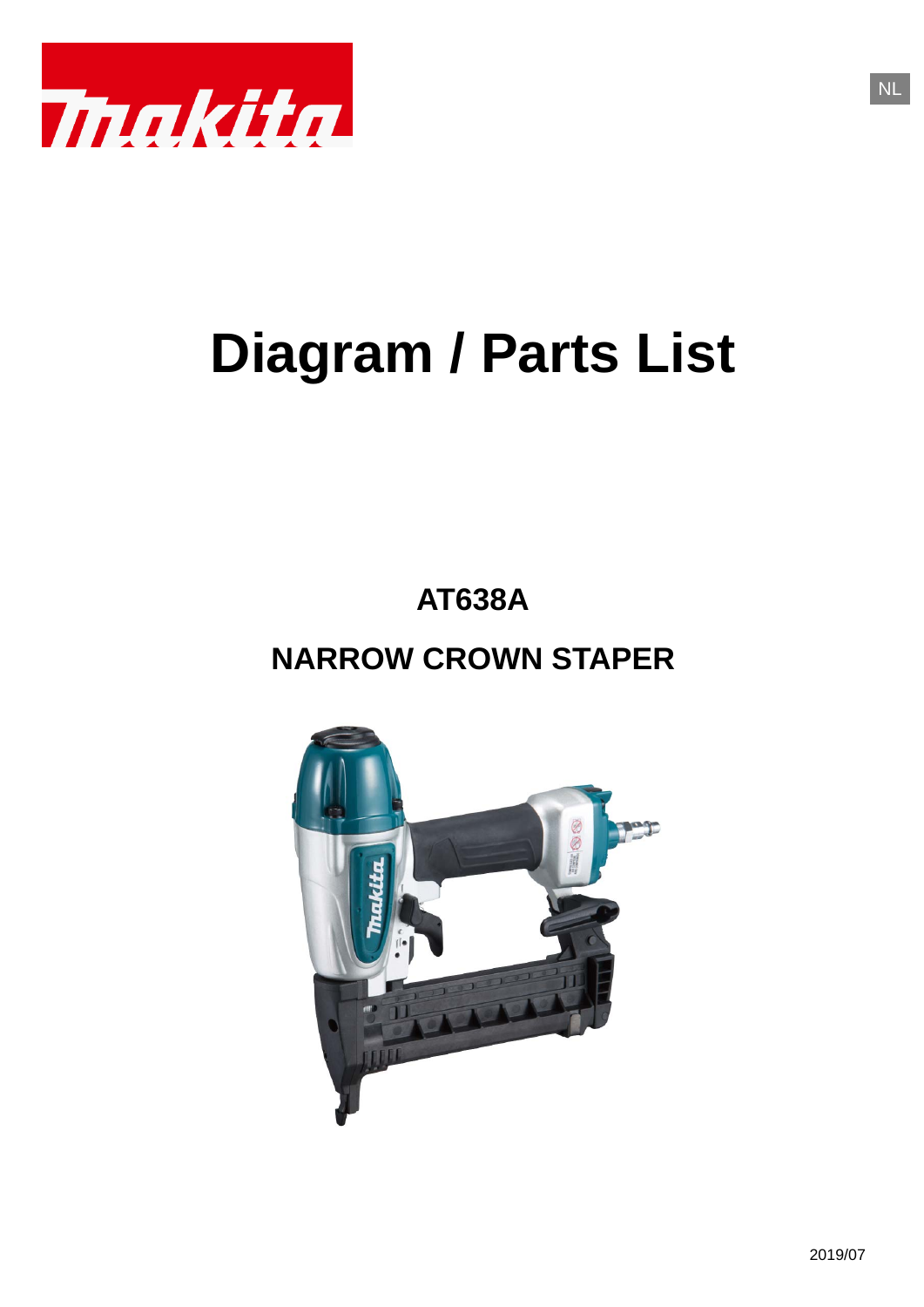NL

# Diagram / Parts List

## AT638A

## NARROW CROWN STAPER

2019/07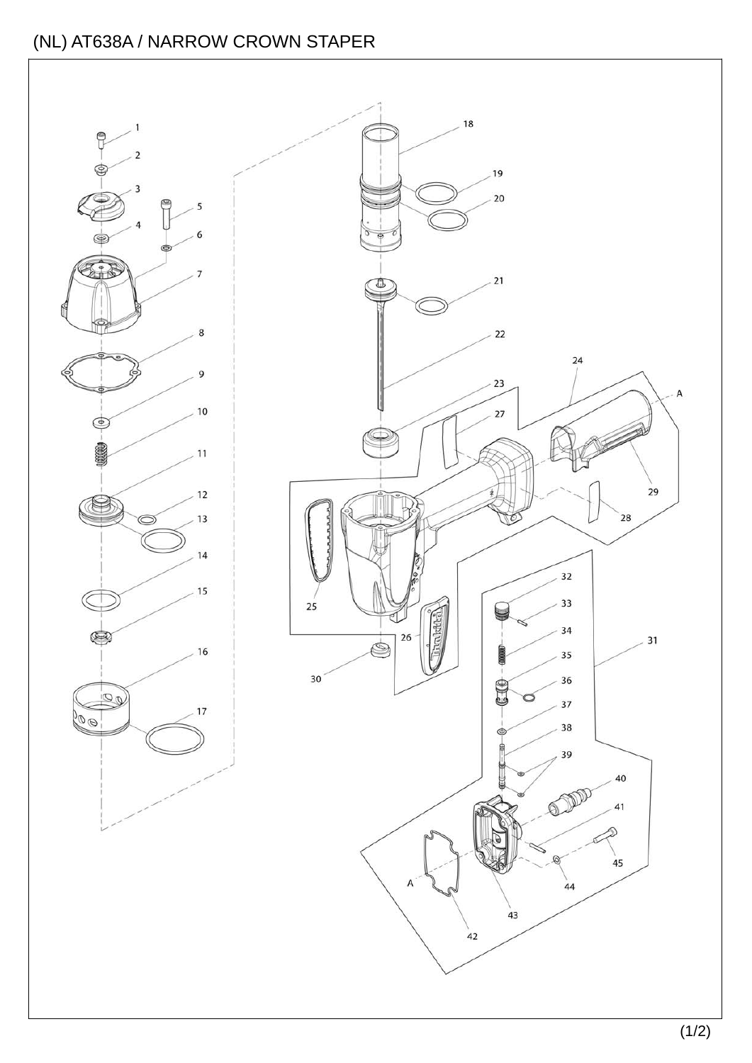# (NL) AT638A / NARROW CROWN STAPER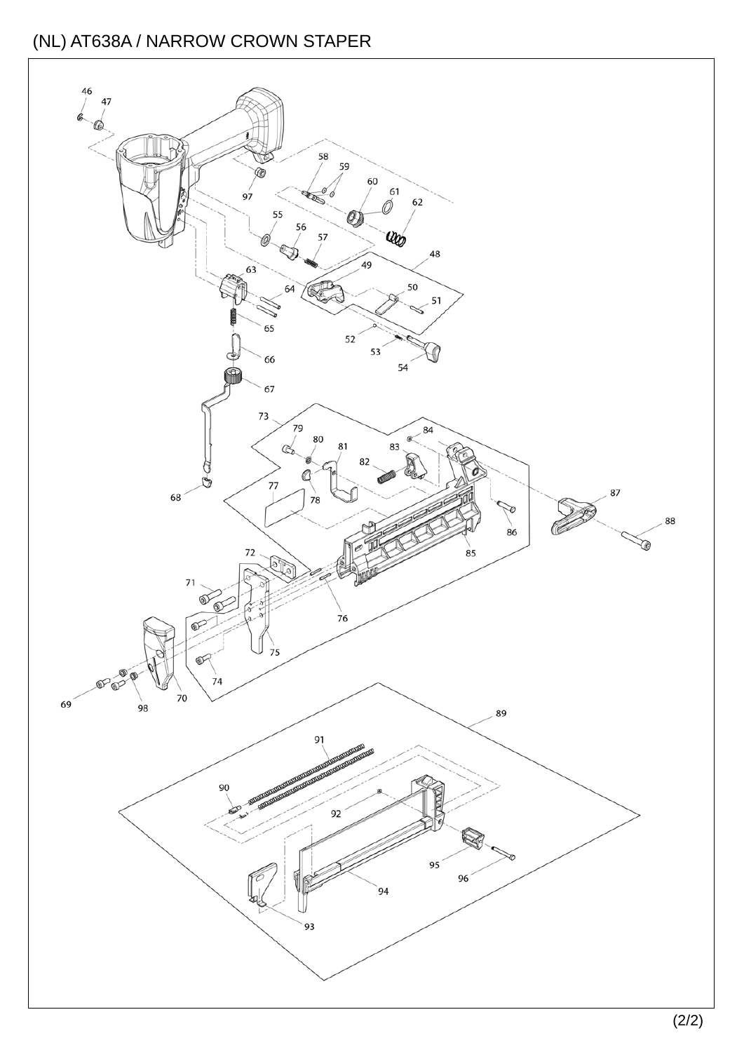# (NL) AT638A / NARROW CROWN STAPER

46 47 97 58 59 60 61 62 55 56 57 48 49 50 51 63 64 65 52 53 54 66 67 73 79 80 81 84 83 82 68 77 78 87 88 86 85 72 71 76 75 74 69 98 70 89 91 90 92 95 96 94 93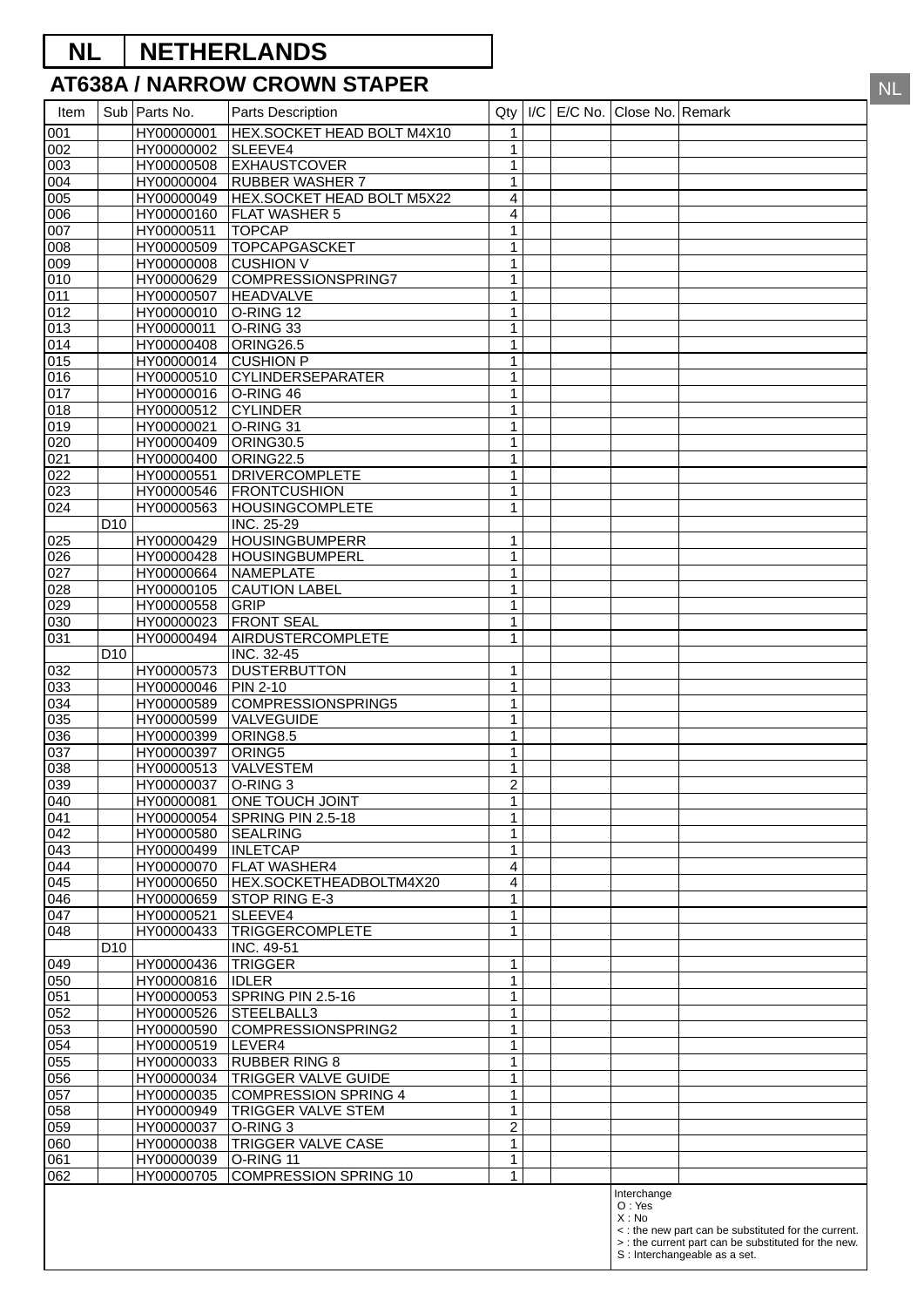# NL | NETHERLANDS

## AT638A / NARROW CROWN STAPER

| Item | Sub | Parts No. | Parts Description | Qty | I/C | E/C No. | Close No. | Remark |
|---|---|---|---|---|---|---|---|---|
| 001 | | HY00000001 | HEX.SOCKET HEAD BOLT M4X10 | 1 | | | | |
| 002 | | HY00000002 | SLEEVE4 | 1 | | | | |
| 003 | | HY00000508 | EXHAUSTCOVER | 1 | | | | |
| 004 | | HY00000004 | RUBBER WASHER 7 | 1 | | | | |
| 005 | | HY00000049 | HEX.SOCKET HEAD BOLT M5X22 | 4 | | | | |
| 006 | | HY00000160 | FLAT WASHER 5 | 4 | | | | |
| 007 | | HY00000511 | TOPCAP | 1 | | | | |
| 008 | | HY00000509 | TOPCAPGASCKET | 1 | | | | |
| 009 | | HY00000008 | CUSHION V | 1 | | | | |
| 010 | | HY00000629 | COMPRESSIONSPRING7 | 1 | | | | |
| 011 | | HY00000507 | HEADVALVE | 1 | | | | |
| 012 | | HY00000010 | O-RING 12 | 1 | | | | |
| 013 | | HY00000011 | O-RING 33 | 1 | | | | |
| 014 | | HY00000408 | ORING26.5 | 1 | | | | |
| 015 | | HY00000014 | CUSHION P | 1 | | | | |
| 016 | | HY00000510 | CYLINDERSEPARATER | 1 | | | | |
| 017 | | HY00000016 | O-RING 46 | 1 | | | | |
| 018 | | HY00000512 | CYLINDER | 1 | | | | |
| 019 | | HY00000021 | O-RING 31 | 1 | | | | |
| 020 | | HY00000409 | ORING30.5 | 1 | | | | |
| 021 | | HY00000400 | ORING22.5 | 1 | | | | |
| 022 | | HY00000551 | DRIVERCOMPLETE | 1 | | | | |
| 023 | | HY00000546 | FRONTCUSHION | 1 | | | | |
| 024 | | HY00000563 | HOUSINGCOMPLETE | 1 | | | | |
| | D10 | | INC. 25-29 | | | | | |
| 025 | | HY00000429 | HOUSINGBUMPERR | 1 | | | | |
| 026 | | HY00000428 | HOUSINGBUMPERL | 1 | | | | |
| 027 | | HY00000664 | NAMEPLATE | 1 | | | | |
| 028 | | HY00000105 | CAUTION LABEL | 1 | | | | |
| 029 | | HY00000558 | GRIP | 1 | | | | |
| 030 | | HY00000023 | FRONT SEAL | 1 | | | | |
| 031 | | HY00000494 | AIRDUSTERCOMPLETE | 1 | | | | |
| | D10 | | INC. 32-45 | | | | | |
| 032 | | HY00000573 | DUSTERBUTTON | 1 | | | | |
| 033 | | HY00000046 | PIN 2-10 | 1 | | | | |
| 034 | | HY00000589 | COMPRESSIONSPRING5 | 1 | | | | |
| 035 | | HY00000599 | VALVEGUIDE | 1 | | | | |
| 036 | | HY00000399 | ORING8.5 | 1 | | | | |
| 037 | | HY00000397 | ORING5 | 1 | | | | |
| 038 | | HY00000513 | VALVESTEM | 1 | | | | |
| 039 | | HY00000037 | O-RING 3 | 2 | | | | |
| 040 | | HY00000081 | ONE TOUCH JOINT | 1 | | | | |
| 041 | | HY00000054 | SPRING PIN 2.5-18 | 1 | | | | |
| 042 | | HY00000580 | SEALRING | 1 | | | | |
| 043 | | HY00000499 | INLETCAP | 1 | | | | |
| 044 | | HY00000070 | FLAT WASHER4 | 4 | | | | |
| 045 | | HY00000650 | HEX.SOCKETHEADBOLTM4X20 | 4 | | | | |
| 046 | | HY00000659 | STOP RING E-3 | 1 | | | | |
| 047 | | HY00000521 | SLEEVE4 | 1 | | | | |
| 048 | | HY00000433 | TRIGGERCOMPLETE | 1 | | | | |
| | D10 | | INC. 49-51 | | | | | |
| 049 | | HY00000436 | TRIGGER | 1 | | | | |
| 050 | | HY00000816 | IDLER | 1 | | | | |
| 051 | | HY00000053 | SPRING PIN 2.5-16 | 1 | | | | |
| 052 | | HY00000526 | STEELBALL3 | 1 | | | | |
| 053 | | HY00000590 | COMPRESSIONSPRING2 | 1 | | | | |
| 054 | | HY00000519 | LEVER4 | 1 | | | | |
| 055 | | HY00000033 | RUBBER RING 8 | 1 | | | | |
| 056 | | HY00000034 | TRIGGER VALVE GUIDE | 1 | | | | |
| 057 | | HY00000035 | COMPRESSION SPRING 4 | 1 | | | | |
| 058 | | HY00000949 | TRIGGER VALVE STEM | 1 | | | | |
| 059 | | HY00000037 | O-RING 3 | 2 | | | | |
| 060 | | HY00000038 | TRIGGER VALVE CASE | 1 | | | | |
| 061 | | HY00000039 | O-RING 11 | 1 | | | | |
| 062 | | HY00000705 | COMPRESSION SPRING 10 | 1 | | | | |

Interchange
O : Yes
X : No
< : the new part can be substituted for the current.
> : the current part can be substituted for the new.
S : Interchangeable as a set.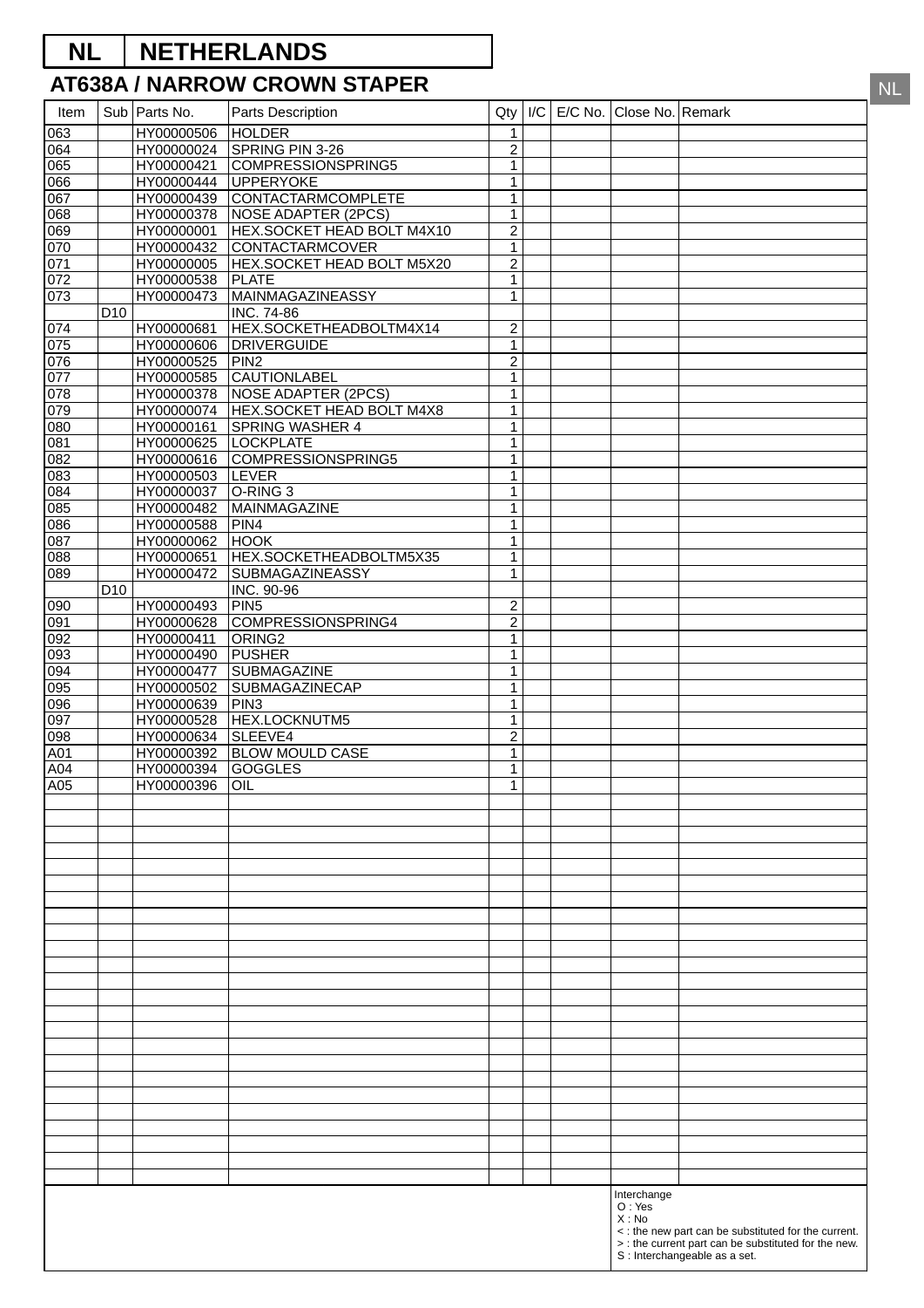# NL | NETHERLANDS

## AT638A / NARROW CROWN STAPER

| Item | Sub | Parts No. | Parts Description | Qty | I/C | E/C No. | Close No. | Remark |
|---|---|---|---|---|---|---|---|---|
| 063 | | HY00000506 | HOLDER | 1 | | | | |
| 064 | | HY00000024 | SPRING PIN 3-26 | 2 | | | | |
| 065 | | HY00000421 | COMPRESSIONSPRING5 | 1 | | | | |
| 066 | | HY00000444 | UPPERYOKE | 1 | | | | |
| 067 | | HY00000439 | CONTACTARMCOMPLETE | 1 | | | | |
| 068 | | HY00000378 | NOSE ADAPTER (2PCS) | 1 | | | | |
| 069 | | HY00000001 | HEX.SOCKET HEAD BOLT M4X10 | 2 | | | | |
| 070 | | HY00000432 | CONTACTARMCOVER | 1 | | | | |
| 071 | | HY00000005 | HEX.SOCKET HEAD BOLT M5X20 | 2 | | | | |
| 072 | | HY00000538 | PLATE | 1 | | | | |
| 073 | | HY00000473 | MAINMAGAZINEASSY | 1 | | | | |
| | D10 | | INC. 74-86 | | | | | |
| 074 | | HY00000681 | HEX.SOCKETHEADBOLTM4X14 | 2 | | | | |
| 075 | | HY00000606 | DRIVERGUIDE | 1 | | | | |
| 076 | | HY00000525 | PIN2 | 2 | | | | |
| 077 | | HY00000585 | CAUTIONLABEL | 1 | | | | |
| 078 | | HY00000378 | NOSE ADAPTER (2PCS) | 1 | | | | |
| 079 | | HY00000074 | HEX.SOCKET HEAD BOLT M4X8 | 1 | | | | |
| 080 | | HY00000161 | SPRING WASHER 4 | 1 | | | | |
| 081 | | HY00000625 | LOCKPLATE | 1 | | | | |
| 082 | | HY00000616 | COMPRESSIONSPRING5 | 1 | | | | |
| 083 | | HY00000503 | LEVER | 1 | | | | |
| 084 | | HY00000037 | O-RING 3 | 1 | | | | |
| 085 | | HY00000482 | MAINMAGAZINE | 1 | | | | |
| 086 | | HY00000588 | PIN4 | 1 | | | | |
| 087 | | HY00000062 | HOOK | 1 | | | | |
| 088 | | HY00000651 | HEX.SOCKETHEADBOLTM5X35 | 1 | | | | |
| 089 | | HY00000472 | SUBMAGAZINEASSY | 1 | | | | |
| | D10 | | INC. 90-96 | | | | | |
| 090 | | HY00000493 | PIN5 | 2 | | | | |
| 091 | | HY00000628 | COMPRESSIONSPRING4 | 2 | | | | |
| 092 | | HY00000411 | ORING2 | 1 | | | | |
| 093 | | HY00000490 | PUSHER | 1 | | | | |
| 094 | | HY00000477 | SUBMAGAZINE | 1 | | | | |
| 095 | | HY00000502 | SUBMAGAZINECAP | 1 | | | | |
| 096 | | HY00000639 | PIN3 | 1 | | | | |
| 097 | | HY00000528 | HEX.LOCKNUTM5 | 1 | | | | |
| 098 | | HY00000634 | SLEEVE4 | 2 | | | | |
| A01 | | HY00000392 | BLOW MOULD CASE | 1 | | | | |
| A04 | | HY00000394 | GOGGLES | 1 | | | | |
| A05 | | HY00000396 | OIL | 1 | | | | |

Interchange
O : Yes
X : No
< : the new part can be substituted for the current.
> : the current part can be substituted for the new.
S : Interchangeable as a set.